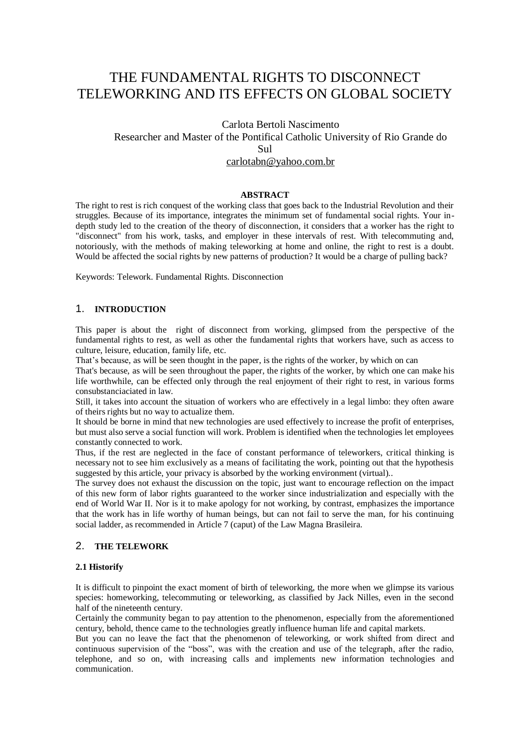# THE FUNDAMENTAL RIGHTS TO DISCONNECT TELEWORKING AND ITS EFFECTS ON GLOBAL SOCIETY

Carlota Bertoli Nascimento
Researcher and Master of the Pontifical Catholic University of Rio Grande do Sul
carlotabn@yahoo.com.br

**ABSTRACT**

The right to rest is rich conquest of the working class that goes back to the Industrial Revolution and their struggles. Because of its importance, integrates the minimum set of fundamental social rights. Your in-depth study led to the creation of the theory of disconnection, it considers that a worker has the right to "disconnect" from his work, tasks, and employer in these intervals of rest. With telecommuting and, notoriously, with the methods of making teleworking at home and online, the right to rest is a doubt. Would be affected the social rights by new patterns of production? It would be a charge of pulling back?

Keywords: Telework. Fundamental Rights. Disconnection

## 1. INTRODUCTION

This paper is about the right of disconnect from working, glimpsed from the perspective of the fundamental rights to rest, as well as other the fundamental rights that workers have, such as access to culture, leisure, education, family life, etc.

That's because, as will be seen thought in the paper, is the rights of the worker, by which on can

That's because, as will be seen throughout the paper, the rights of the worker, by which one can make his life worthwhile, can be effected only through the real enjoyment of their right to rest, in various forms consubstanciaciated in law.

Still, it takes into account the situation of workers who are effectively in a legal limbo: they often aware of theirs rights but no way to actualize them.

It should be borne in mind that new technologies are used effectively to increase the profit of enterprises, but must also serve a social function will work. Problem is identified when the technologies let employees constantly connected to work.

Thus, if the rest are neglected in the face of constant performance of teleworkers, critical thinking is necessary not to see him exclusively as a means of facilitating the work, pointing out that the hypothesis suggested by this article, your privacy is absorbed by the working environment (virtual)..

The survey does not exhaust the discussion on the topic, just want to encourage reflection on the impact of this new form of labor rights guaranteed to the worker since industrialization and especially with the end of World War II. Nor is it to make apology for not working, by contrast, emphasizes the importance that the work has in life worthy of human beings, but can not fail to serve the man, for his continuing social ladder, as recommended in Article 7 (caput) of the Law Magna Brasileira.

## 2. THE TELEWORK

### 2.1 Historify

It is difficult to pinpoint the exact moment of birth of teleworking, the more when we glimpse its various species: homeworking, telecommuting or teleworking, as classified by Jack Nilles, even in the second half of the nineteenth century.

Certainly the community began to pay attention to the phenomenon, especially from the aforementioned century, behold, thence came to the technologies greatly influence human life and capital markets.

But you can no leave the fact that the phenomenon of teleworking, or work shifted from direct and continuous supervision of the "boss", was with the creation and use of the telegraph, after the radio, telephone, and so on, with increasing calls and implements new information technologies and communication.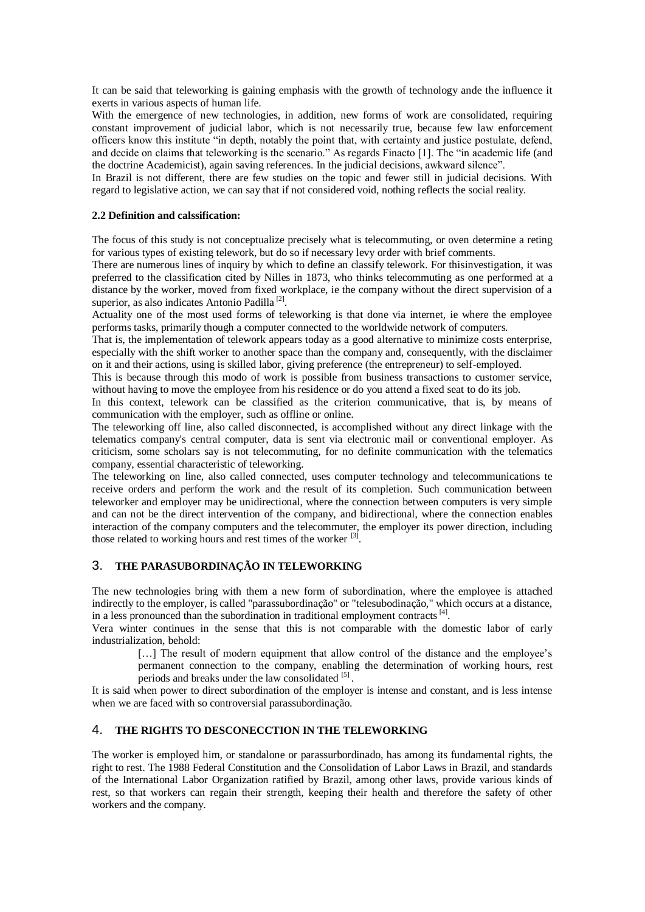It can be said that teleworking is gaining emphasis with the growth of technology ande the influence it exerts in various aspects of human life.

With the emergence of new technologies, in addition, new forms of work are consolidated, requiring constant improvement of judicial labor, which is not necessarily true, because few law enforcement officers know this institute "in depth, notably the point that, with certainty and justice postulate, defend, and decide on claims that teleworking is the scenario." As regards Finacto [1]. The "in academic life (and the doctrine Academicist), again saving references. In the judicial decisions, awkward silence".

In Brazil is not different, there are few studies on the topic and fewer still in judicial decisions. With regard to legislative action, we can say that if not considered void, nothing reflects the social reality.

### 2.2 Definition and calssification:

The focus of this study is not conceptualize precisely what is telecommuting, or oven determine a reting for various types of existing telework, but do so if necessary levy order with brief comments.

There are numerous lines of inquiry by which to define an classify telework. For thisinvestigation, it was preferred to the classification cited by Nilles in 1873, who thinks telecommuting as one performed at a distance by the worker, moved from fixed workplace, ie the company without the direct supervision of a superior, as also indicates Antonio Padilla [2].

Actuality one of the most used forms of teleworking is that done via internet, ie where the employee performs tasks, primarily though a computer connected to the worldwide network of computers.

That is, the implementation of telework appears today as a good alternative to minimize costs enterprise, especially with the shift worker to another space than the company and, consequently, with the disclaimer on it and their actions, using is skilled labor, giving preference (the entrepreneur) to self-employed.

This is because through this modo of work is possible from business transactions to customer service, without having to move the employee from his residence or do you attend a fixed seat to do its job.

In this context, telework can be classified as the criterion communicative, that is, by means of communication with the employer, such as offline or online.

The teleworking off line, also called disconnected, is accomplished without any direct linkage with the telematics company's central computer, data is sent via electronic mail or conventional employer. As criticism, some scholars say is not telecommuting, for no definite communication with the telematics company, essential characteristic of teleworking.

The teleworking on line, also called connected, uses computer technology and telecommunications te receive orders and perform the work and the result of its completion. Such communication between teleworker and employer may be unidirectional, where the connection between computers is very simple and can not be the direct intervention of the company, and bidirectional, where the connection enables interaction of the company computers and the telecommuter, the employer its power direction, including those related to working hours and rest times of the worker [3].

## 3. THE PARASUBORDINAÇÃO IN TELEWORKING

The new technologies bring with them a new form of subordination, where the employee is attached indirectly to the employer, is called "parassubordinação" or "telesubodinação," which occurs at a distance, in a less pronounced than the subordination in traditional employment contracts [4].

Vera winter continues in the sense that this is not comparable with the domestic labor of early industrialization, behold:

> […] The result of modern equipment that allow control of the distance and the employee's permanent connection to the company, enabling the determination of working hours, rest periods and breaks under the law consolidated [5].

It is said when power to direct subordination of the employer is intense and constant, and is less intense when we are faced with so controversial parassubordinação.

## 4. THE RIGHTS TO DESCONECCTION IN THE TELEWORKING

The worker is employed him, or standalone or parassurbordinado, has among its fundamental rights, the right to rest. The 1988 Federal Constitution and the Consolidation of Labor Laws in Brazil, and standards of the International Labor Organization ratified by Brazil, among other laws, provide various kinds of rest, so that workers can regain their strength, keeping their health and therefore the safety of other workers and the company.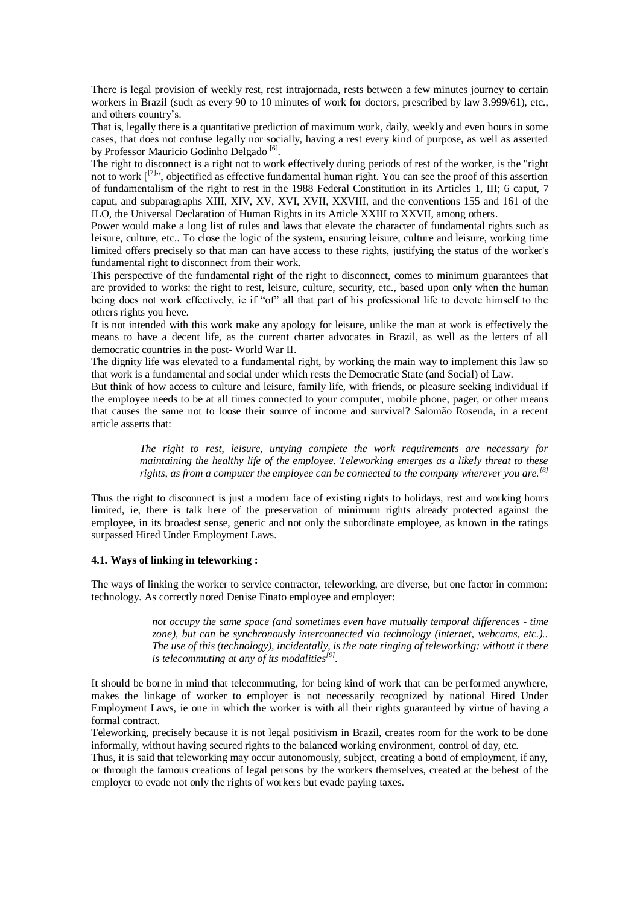There is legal provision of weekly rest, rest intrajornada, rests between a few minutes journey to certain workers in Brazil (such as every 90 to 10 minutes of work for doctors, prescribed by law 3.999/61), etc., and others country's.

That is, legally there is a quantitative prediction of maximum work, daily, weekly and even hours in some cases, that does not confuse legally nor socially, having a rest every kind of purpose, as well as asserted by Professor Mauricio Godinho Delgado [6].

The right to disconnect is a right not to work effectively during periods of rest of the worker, is the "right not to work [[7]", objectified as effective fundamental human right. You can see the proof of this assertion of fundamentalism of the right to rest in the 1988 Federal Constitution in its Articles 1, III; 6 caput, 7 caput, and subparagraphs XIII, XIV, XV, XVI, XVII, XXVIII, and the conventions 155 and 161 of the ILO, the Universal Declaration of Human Rights in its Article XXIII to XXVII, among others.

Power would make a long list of rules and laws that elevate the character of fundamental rights such as leisure, culture, etc.. To close the logic of the system, ensuring leisure, culture and leisure, working time limited offers precisely so that man can have access to these rights, justifying the status of the worker's fundamental right to disconnect from their work.

This perspective of the fundamental right of the right to disconnect, comes to minimum guarantees that are provided to works: the right to rest, leisure, culture, security, etc., based upon only when the human being does not work effectively, ie if "of" all that part of his professional life to devote himself to the others rights you heve.

It is not intended with this work make any apology for leisure, unlike the man at work is effectively the means to have a decent life, as the current charter advocates in Brazil, as well as the letters of all democratic countries in the post- World War II.

The dignity life was elevated to a fundamental right, by working the main way to implement this law so that work is a fundamental and social under which rests the Democratic State (and Social) of Law.

But think of how access to culture and leisure, family life, with friends, or pleasure seeking individual if the employee needs to be at all times connected to your computer, mobile phone, pager, or other means that causes the same not to loose their source of income and survival? Salomão Rosenda, in a recent article asserts that:

> *The right to rest, leisure, untying complete the work requirements are necessary for maintaining the healthy life of the employee. Teleworking emerges as a likely threat to these rights, as from a computer the employee can be connected to the company wherever you are.*[8]

Thus the right to disconnect is just a modern face of existing rights to holidays, rest and working hours limited, ie, there is talk here of the preservation of minimum rights already protected against the employee, in its broadest sense, generic and not only the subordinate employee, as known in the ratings surpassed Hired Under Employment Laws.

#### 4.1. Ways of linking in teleworking :

The ways of linking the worker to service contractor, teleworking, are diverse, but one factor in common: technology. As correctly noted Denise Finato employee and employer:

> *not occupy the same space (and sometimes even have mutually temporal differences - time zone), but can be synchronously interconnected via technology (internet, webcams, etc.).. The use of this (technology), incidentally, is the note ringing of teleworking: without it there is telecommuting at any of its modalities*[9].

It should be borne in mind that telecommuting, for being kind of work that can be performed anywhere, makes the linkage of worker to employer is not necessarily recognized by national Hired Under Employment Laws, ie one in which the worker is with all their rights guaranteed by virtue of having a formal contract.

Teleworking, precisely because it is not legal positivism in Brazil, creates room for the work to be done informally, without having secured rights to the balanced working environment, control of day, etc.

Thus, it is said that teleworking may occur autonomously, subject, creating a bond of employment, if any, or through the famous creations of legal persons by the workers themselves, created at the behest of the employer to evade not only the rights of workers but evade paying taxes.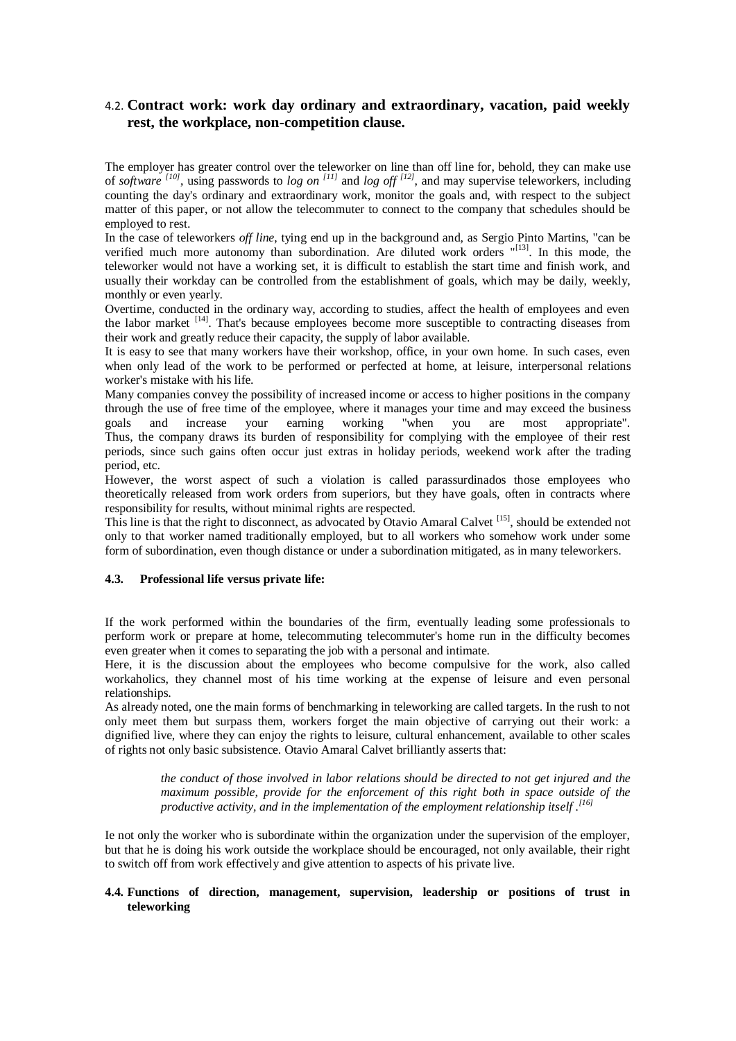## 4.2. Contract work: work day ordinary and extraordinary, vacation, paid weekly rest, the workplace, non-competition clause.

The employer has greater control over the teleworker on line than off line for, behold, they can make use of *software* [10], using passwords to *log on* [11] and *log off* [12], and may supervise teleworkers, including counting the day's ordinary and extraordinary work, monitor the goals and, with respect to the subject matter of this paper, or not allow the telecommuter to connect to the company that schedules should be employed to rest.

In the case of teleworkers *off line*, tying end up in the background and, as Sergio Pinto Martins, "can be verified much more autonomy than subordination. Are diluted work orders "[13]. In this mode, the teleworker would not have a working set, it is difficult to establish the start time and finish work, and usually their workday can be controlled from the establishment of goals, which may be daily, weekly, monthly or even yearly.

Overtime, conducted in the ordinary way, according to studies, affect the health of employees and even the labor market [14]. That's because employees become more susceptible to contracting diseases from their work and greatly reduce their capacity, the supply of labor available.

It is easy to see that many workers have their workshop, office, in your own home. In such cases, even when only lead of the work to be performed or perfected at home, at leisure, interpersonal relations worker's mistake with his life.

Many companies convey the possibility of increased income or access to higher positions in the company through the use of free time of the employee, where it manages your time and may exceed the business goals and increase your earning working "when you are most appropriate". Thus, the company draws its burden of responsibility for complying with the employee of their rest periods, since such gains often occur just extras in holiday periods, weekend work after the trading period, etc.

However, the worst aspect of such a violation is called parassurdinados those employees who theoretically released from work orders from superiors, but they have goals, often in contracts where responsibility for results, without minimal rights are respected.

This line is that the right to disconnect, as advocated by Otavio Amaral Calvet [15], should be extended not only to that worker named traditionally employed, but to all workers who somehow work under some form of subordination, even though distance or under a subordination mitigated, as in many teleworkers.

### 4.3. Professional life versus private life:

If the work performed within the boundaries of the firm, eventually leading some professionals to perform work or prepare at home, telecommuting telecommuter's home run in the difficulty becomes even greater when it comes to separating the job with a personal and intimate.

Here, it is the discussion about the employees who become compulsive for the work, also called workaholics, they channel most of his time working at the expense of leisure and even personal relationships.

As already noted, one the main forms of benchmarking in teleworking are called targets. In the rush to not only meet them but surpass them, workers forget the main objective of carrying out their work: a dignified live, where they can enjoy the rights to leisure, cultural enhancement, available to other scales of rights not only basic subsistence. Otavio Amaral Calvet brilliantly asserts that:

> *the conduct of those involved in labor relations should be directed to not get injured and the maximum possible, provide for the enforcement of this right both in space outside of the productive activity, and in the implementation of the employment relationship itself .*[16]

Ie not only the worker who is subordinate within the organization under the supervision of the employer, but that he is doing his work outside the workplace should be encouraged, not only available, their right to switch off from work effectively and give attention to aspects of his private live.

### 4.4. Functions of direction, management, supervision, leadership or positions of trust in teleworking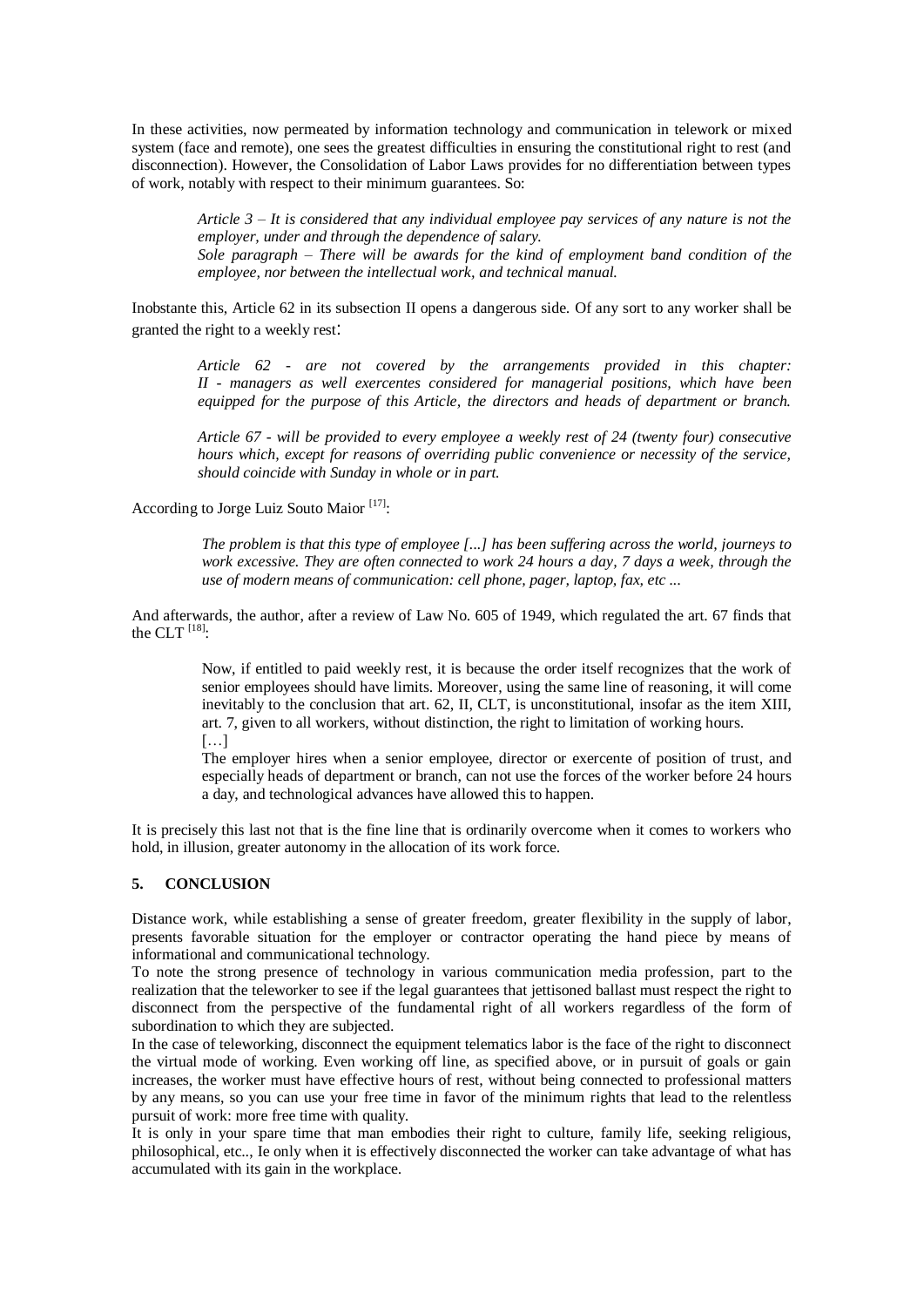In these activities, now permeated by information technology and communication in telework or mixed system (face and remote), one sees the greatest difficulties in ensuring the constitutional right to rest (and disconnection). However, the Consolidation of Labor Laws provides for no differentiation between types of work, notably with respect to their minimum guarantees. So:

> *Article 3 – It is considered that any individual employee pay services of any nature is not the employer, under and through the dependence of salary.*
> *Sole paragraph – There will be awards for the kind of employment band condition of the employee, nor between the intellectual work, and technical manual.*

Inobstante this, Article 62 in its subsection II opens a dangerous side. Of any sort to any worker shall be granted the right to a weekly rest:

> *Article 62 - are not covered by the arrangements provided in this chapter: II - managers as well exercentes considered for managerial positions, which have been equipped for the purpose of this Article, the directors and heads of department or branch.*
>
> *Article 67 - will be provided to every employee a weekly rest of 24 (twenty four) consecutive hours which, except for reasons of overriding public convenience or necessity of the service, should coincide with Sunday in whole or in part.*

According to Jorge Luiz Souto Maior [17]:

> *The problem is that this type of employee [...] has been suffering across the world, journeys to work excessive. They are often connected to work 24 hours a day, 7 days a week, through the use of modern means of communication: cell phone, pager, laptop, fax, etc ...*

And afterwards, the author, after a review of Law No. 605 of 1949, which regulated the art. 67 finds that the CLT [18]:

> Now, if entitled to paid weekly rest, it is because the order itself recognizes that the work of senior employees should have limits. Moreover, using the same line of reasoning, it will come inevitably to the conclusion that art. 62, II, CLT, is unconstitutional, insofar as the item XIII, art. 7, given to all workers, without distinction, the right to limitation of working hours.
> […]
> The employer hires when a senior employee, director or exercente of position of trust, and especially heads of department or branch, can not use the forces of the worker before 24 hours a day, and technological advances have allowed this to happen.

It is precisely this last not that is the fine line that is ordinarily overcome when it comes to workers who hold, in illusion, greater autonomy in the allocation of its work force.

## 5. CONCLUSION

Distance work, while establishing a sense of greater freedom, greater flexibility in the supply of labor, presents favorable situation for the employer or contractor operating the hand piece by means of informational and communicational technology.

To note the strong presence of technology in various communication media profession, part to the realization that the teleworker to see if the legal guarantees that jettisoned ballast must respect the right to disconnect from the perspective of the fundamental right of all workers regardless of the form of subordination to which they are subjected.

In the case of teleworking, disconnect the equipment telematics labor is the face of the right to disconnect the virtual mode of working. Even working off line, as specified above, or in pursuit of goals or gain increases, the worker must have effective hours of rest, without being connected to professional matters by any means, so you can use your free time in favor of the minimum rights that lead to the relentless pursuit of work: more free time with quality.

It is only in your spare time that man embodies their right to culture, family life, seeking religious, philosophical, etc.., Ie only when it is effectively disconnected the worker can take advantage of what has accumulated with its gain in the workplace.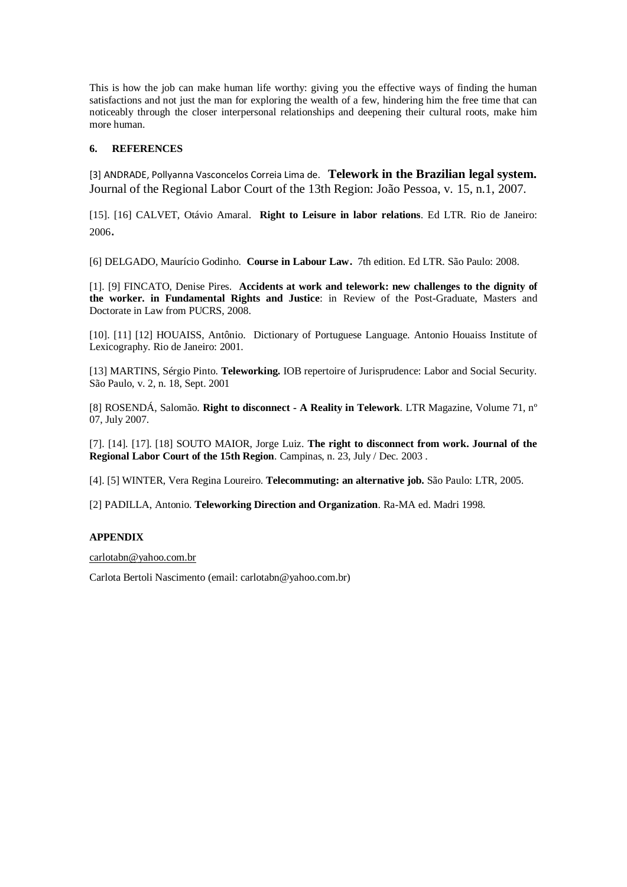This is how the job can make human life worthy: giving you the effective ways of finding the human satisfactions and not just the man for exploring the wealth of a few, hindering him the free time that can noticeably through the closer interpersonal relationships and deepening their cultural roots, make him more human.

## 6. REFERENCES

[3] ANDRADE, Pollyanna Vasconcelos Correia Lima de. **Telework in the Brazilian legal system.** Journal of the Regional Labor Court of the 13th Region: João Pessoa, v. 15, n.1, 2007.

[15]. [16] CALVET, Otávio Amaral. **Right to Leisure in labor relations**. Ed LTR. Rio de Janeiro: 2006.

[6] DELGADO, Maurício Godinho. **Course in Labour Law.** 7th edition. Ed LTR. São Paulo: 2008.

[1]. [9] FINCATO, Denise Pires. **Accidents at work and telework: new challenges to the dignity of the worker. in Fundamental Rights and Justice**: in Review of the Post-Graduate, Masters and Doctorate in Law from PUCRS, 2008.

[10]. [11] [12] HOUAISS, Antônio. Dictionary of Portuguese Language. Antonio Houaiss Institute of Lexicography. Rio de Janeiro: 2001.

[13] MARTINS, Sérgio Pinto. **Teleworking.** IOB repertoire of Jurisprudence: Labor and Social Security. São Paulo, v. 2, n. 18, Sept. 2001

[8] ROSENDÁ, Salomão. **Right to disconnect - A Reality in Telework**. LTR Magazine, Volume 71, nº 07, July 2007.

[7]. [14]. [17]. [18] SOUTO MAIOR, Jorge Luiz. **The right to disconnect from work. Journal of the Regional Labor Court of the 15th Region**. Campinas, n. 23, July / Dec. 2003 .

[4]. [5] WINTER, Vera Regina Loureiro. **Telecommuting: an alternative job.** São Paulo: LTR, 2005.

[2] PADILLA, Antonio. **Teleworking Direction and Organization**. Ra-MA ed. Madri 1998.

## APPENDIX

carlotabn@yahoo.com.br

Carlota Bertoli Nascimento (email: carlotabn@yahoo.com.br)